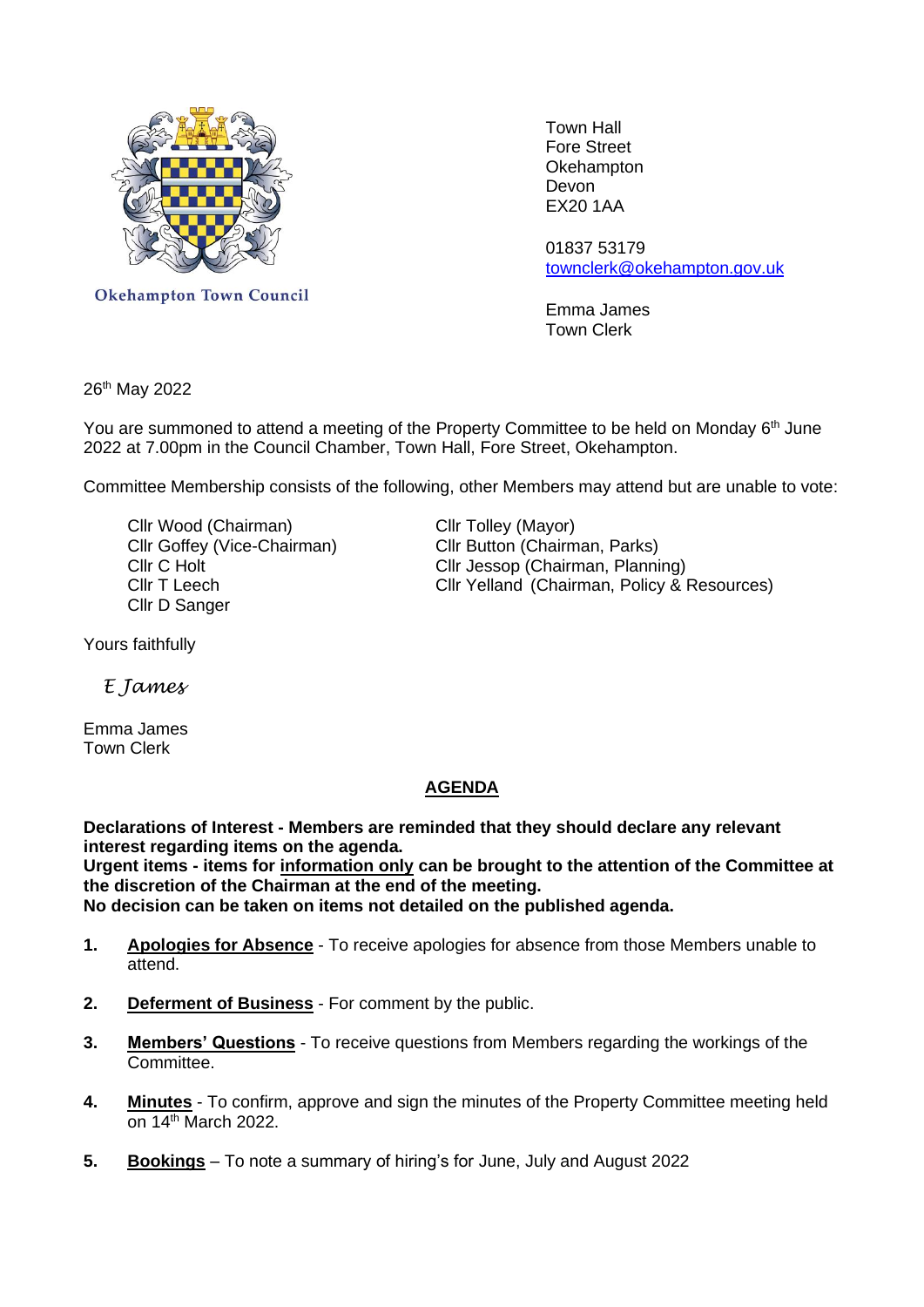Okehampton Town Council

Town Hall
Fore Street
Okehampton
Devon
EX20 1AA

01837 53179
townclerk@okehampton.gov.uk

Emma James
Town Clerk

26th May 2022

You are summoned to attend a meeting of the Property Committee to be held on Monday 6th June 2022 at 7.00pm in the Council Chamber, Town Hall, Fore Street, Okehampton.

Committee Membership consists of the following, other Members may attend but are unable to vote:

- Cllr Wood (Chairman)
- Cllr Goffey (Vice-Chairman)
- Cllr C Holt
- Cllr T Leech
- Cllr D Sanger
- Cllr Tolley (Mayor)
- Cllr Button (Chairman, Parks)
- Cllr Jessop (Chairman, Planning)
- Cllr Yelland (Chairman, Policy & Resources)

Yours faithfully

*E James*

Emma James
Town Clerk

## AGENDA

**Declarations of Interest - Members are reminded that they should declare any relevant interest regarding items on the agenda.**
**Urgent items - items for information only can be brought to the attention of the Committee at the discretion of the Chairman at the end of the meeting.**
**No decision can be taken on items not detailed on the published agenda.**

1. **Apologies for Absence** - To receive apologies for absence from those Members unable to attend.

2. **Deferment of Business** - For comment by the public.

3. **Members' Questions** - To receive questions from Members regarding the workings of the Committee.

4. **Minutes** - To confirm, approve and sign the minutes of the Property Committee meeting held on 14th March 2022.

5. **Bookings** – To note a summary of hiring's for June, July and August 2022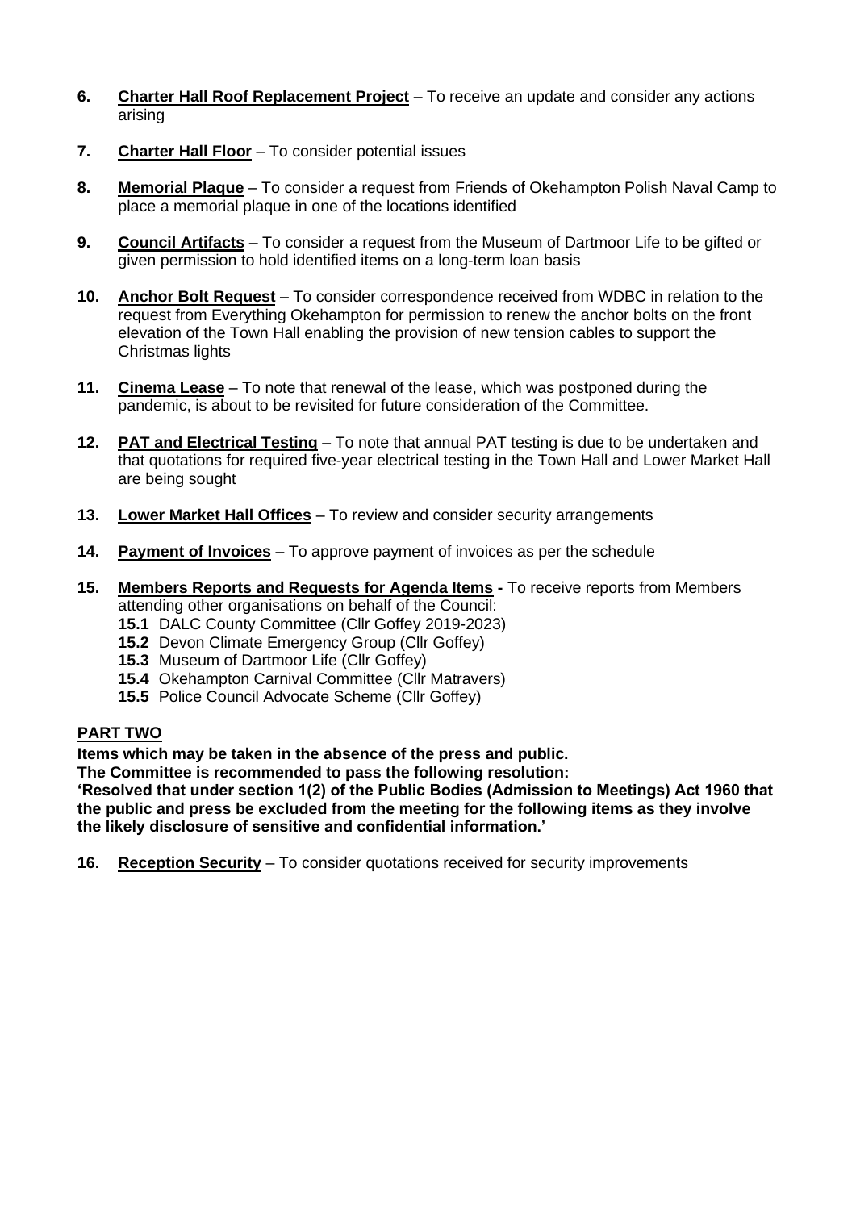6. **Charter Hall Roof Replacement Project** – To receive an update and consider any actions arising

7. **Charter Hall Floor** – To consider potential issues

8. **Memorial Plaque** – To consider a request from Friends of Okehampton Polish Naval Camp to place a memorial plaque in one of the locations identified

9. **Council Artifacts** – To consider a request from the Museum of Dartmoor Life to be gifted or given permission to hold identified items on a long-term loan basis

10. **Anchor Bolt Request** – To consider correspondence received from WDBC in relation to the request from Everything Okehampton for permission to renew the anchor bolts on the front elevation of the Town Hall enabling the provision of new tension cables to support the Christmas lights

11. **Cinema Lease** – To note that renewal of the lease, which was postponed during the pandemic, is about to be revisited for future consideration of the Committee.

12. **PAT and Electrical Testing** – To note that annual PAT testing is due to be undertaken and that quotations for required five-year electrical testing in the Town Hall and Lower Market Hall are being sought

13. **Lower Market Hall Offices** – To review and consider security arrangements

14. **Payment of Invoices** – To approve payment of invoices as per the schedule

15. **Members Reports and Requests for Agenda Items -** To receive reports from Members attending other organisations on behalf of the Council:
    - **15.1** DALC County Committee (Cllr Goffey 2019-2023)
    - **15.2** Devon Climate Emergency Group (Cllr Goffey)
    - **15.3** Museum of Dartmoor Life (Cllr Goffey)
    - **15.4** Okehampton Carnival Committee (Cllr Matravers)
    - **15.5** Police Council Advocate Scheme (Cllr Goffey)

## PART TWO

**Items which may be taken in the absence of the press and public.**
**The Committee is recommended to pass the following resolution:**
**'Resolved that under section 1(2) of the Public Bodies (Admission to Meetings) Act 1960 that the public and press be excluded from the meeting for the following items as they involve the likely disclosure of sensitive and confidential information.'**

16. **Reception Security** – To consider quotations received for security improvements